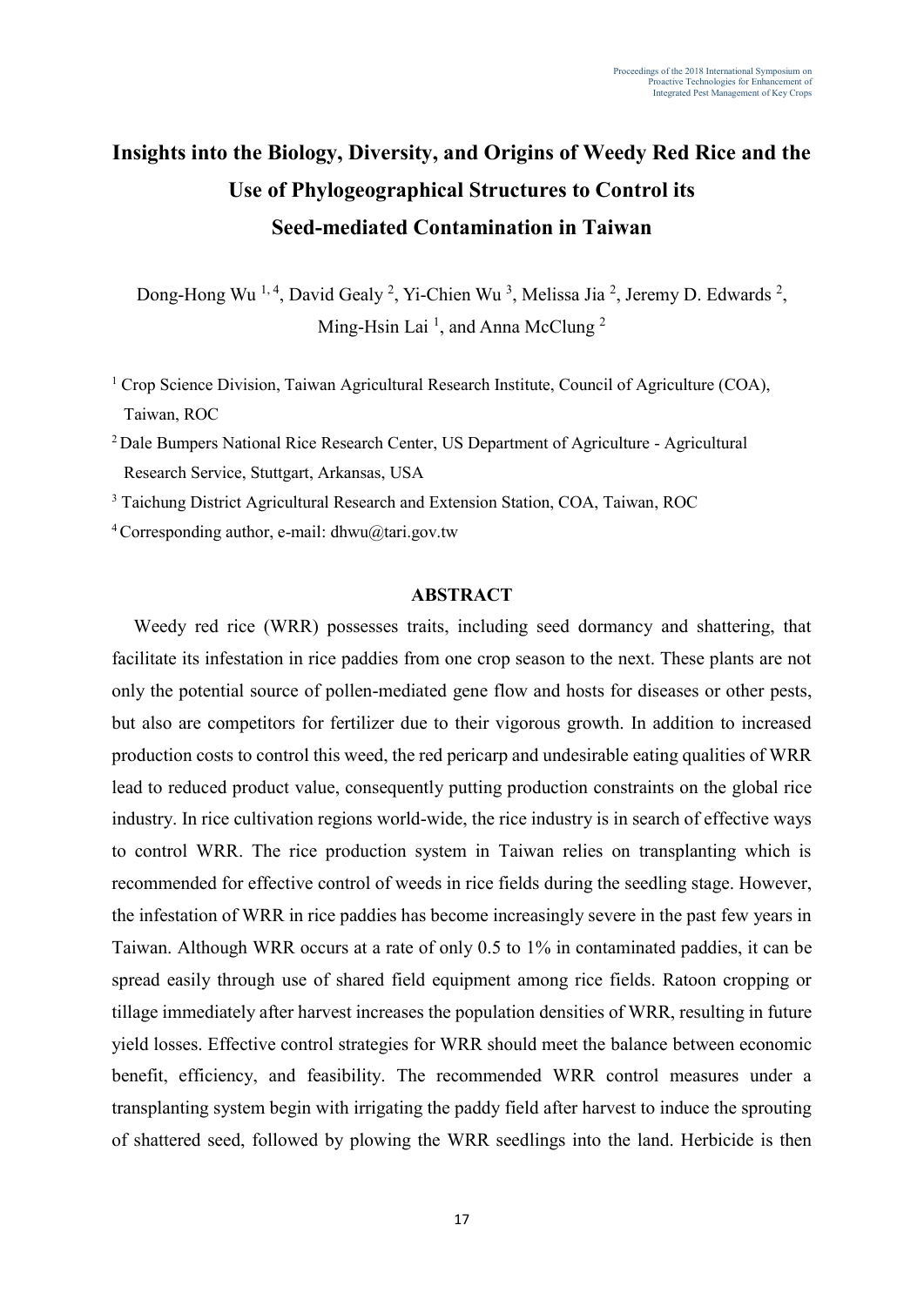# Insights into the Biology, Diversity, and Origins of Weedy Red Rice and the Use of Phylogeographical Structures to Control its Seed-mediated Contamination in Taiwan

Dong-Hong Wu [1,4], David Gealy [2], Yi-Chien Wu [3], Melissa Jia [2], Jeremy D. Edwards [2], Ming-Hsin Lai [1], and Anna McClung [2]

[1] Crop Science Division, Taiwan Agricultural Research Institute, Council of Agriculture (COA), Taiwan, ROC

[2] Dale Bumpers National Rice Research Center, US Department of Agriculture - Agricultural Research Service, Stuttgart, Arkansas, USA

[3] Taichung District Agricultural Research and Extension Station, COA, Taiwan, ROC

[4] Corresponding author, e-mail: dhwu@tari.gov.tw

## ABSTRACT

Weedy red rice (WRR) possesses traits, including seed dormancy and shattering, that facilitate its infestation in rice paddies from one crop season to the next. These plants are not only the potential source of pollen-mediated gene flow and hosts for diseases or other pests, but also are competitors for fertilizer due to their vigorous growth. In addition to increased production costs to control this weed, the red pericarp and undesirable eating qualities of WRR lead to reduced product value, consequently putting production constraints on the global rice industry. In rice cultivation regions world-wide, the rice industry is in search of effective ways to control WRR. The rice production system in Taiwan relies on transplanting which is recommended for effective control of weeds in rice fields during the seedling stage. However, the infestation of WRR in rice paddies has become increasingly severe in the past few years in Taiwan. Although WRR occurs at a rate of only 0.5 to 1% in contaminated paddies, it can be spread easily through use of shared field equipment among rice fields. Ratoon cropping or tillage immediately after harvest increases the population densities of WRR, resulting in future yield losses. Effective control strategies for WRR should meet the balance between economic benefit, efficiency, and feasibility. The recommended WRR control measures under a transplanting system begin with irrigating the paddy field after harvest to induce the sprouting of shattered seed, followed by plowing the WRR seedlings into the land. Herbicide is then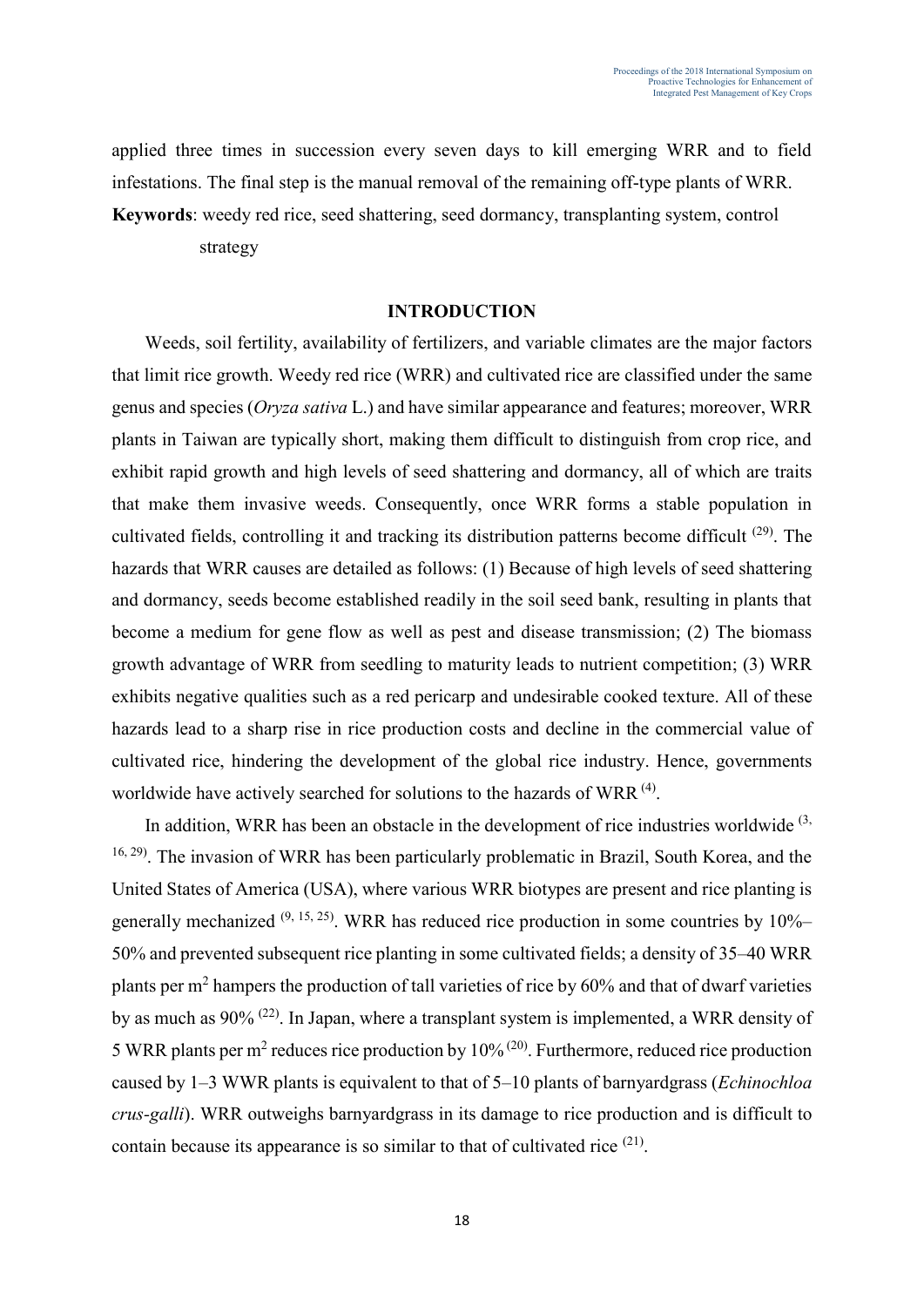applied three times in succession every seven days to kill emerging WRR and to field infestations. The final step is the manual removal of the remaining off-type plants of WRR.

**Keywords**: weedy red rice, seed shattering, seed dormancy, transplanting system, control strategy

## INTRODUCTION

Weeds, soil fertility, availability of fertilizers, and variable climates are the major factors that limit rice growth. Weedy red rice (WRR) and cultivated rice are classified under the same genus and species (*Oryza sativa* L.) and have similar appearance and features; moreover, WRR plants in Taiwan are typically short, making them difficult to distinguish from crop rice, and exhibit rapid growth and high levels of seed shattering and dormancy, all of which are traits that make them invasive weeds. Consequently, once WRR forms a stable population in cultivated fields, controlling it and tracking its distribution patterns become difficult [29]. The hazards that WRR causes are detailed as follows: (1) Because of high levels of seed shattering and dormancy, seeds become established readily in the soil seed bank, resulting in plants that become a medium for gene flow as well as pest and disease transmission; (2) The biomass growth advantage of WRR from seedling to maturity leads to nutrient competition; (3) WRR exhibits negative qualities such as a red pericarp and undesirable cooked texture. All of these hazards lead to a sharp rise in rice production costs and decline in the commercial value of cultivated rice, hindering the development of the global rice industry. Hence, governments worldwide have actively searched for solutions to the hazards of WRR [4].

In addition, WRR has been an obstacle in the development of rice industries worldwide [3, 16, 29]. The invasion of WRR has been particularly problematic in Brazil, South Korea, and the United States of America (USA), where various WRR biotypes are present and rice planting is generally mechanized [9, 15, 25]. WRR has reduced rice production in some countries by 10%–50% and prevented subsequent rice planting in some cultivated fields; a density of 35–40 WRR plants per $m^2$ hampers the production of tall varieties of rice by 60% and that of dwarf varieties by as much as 90% [22]. In Japan, where a transplant system is implemented, a WRR density of 5 WRR plants per $m^2$ reduces rice production by 10% [20]. Furthermore, reduced rice production caused by 1–3 WWR plants is equivalent to that of 5–10 plants of barnyardgrass (*Echinochloa crus-galli*). WRR outweighs barnyardgrass in its damage to rice production and is difficult to contain because its appearance is so similar to that of cultivated rice [21].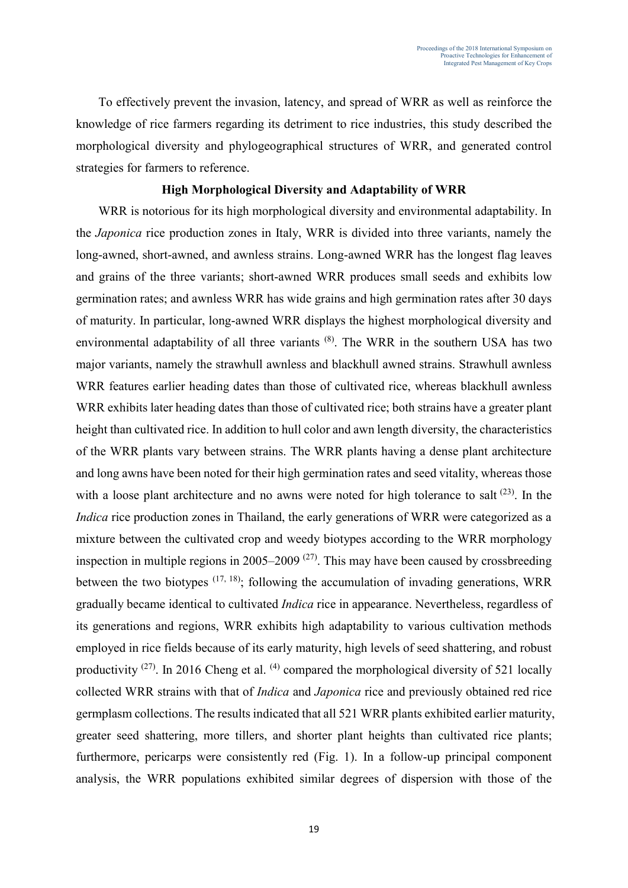To effectively prevent the invasion, latency, and spread of WRR as well as reinforce the knowledge of rice farmers regarding its detriment to rice industries, this study described the morphological diversity and phylogeographical structures of WRR, and generated control strategies for farmers to reference.

## High Morphological Diversity and Adaptability of WRR

WRR is notorious for its high morphological diversity and environmental adaptability. In the *Japonica* rice production zones in Italy, WRR is divided into three variants, namely the long-awned, short-awned, and awnless strains. Long-awned WRR has the longest flag leaves and grains of the three variants; short-awned WRR produces small seeds and exhibits low germination rates; and awnless WRR has wide grains and high germination rates after 30 days of maturity. In particular, long-awned WRR displays the highest morphological diversity and environmental adaptability of all three variants [8]. The WRR in the southern USA has two major variants, namely the strawhull awnless and blackhull awned strains. Strawhull awnless WRR features earlier heading dates than those of cultivated rice, whereas blackhull awnless WRR exhibits later heading dates than those of cultivated rice; both strains have a greater plant height than cultivated rice. In addition to hull color and awn length diversity, the characteristics of the WRR plants vary between strains. The WRR plants having a dense plant architecture and long awns have been noted for their high germination rates and seed vitality, whereas those with a loose plant architecture and no awns were noted for high tolerance to salt [23]. In the *Indica* rice production zones in Thailand, the early generations of WRR were categorized as a mixture between the cultivated crop and weedy biotypes according to the WRR morphology inspection in multiple regions in 2005–2009 [27]. This may have been caused by crossbreeding between the two biotypes [17, 18]; following the accumulation of invading generations, WRR gradually became identical to cultivated *Indica* rice in appearance. Nevertheless, regardless of its generations and regions, WRR exhibits high adaptability to various cultivation methods employed in rice fields because of its early maturity, high levels of seed shattering, and robust productivity [27]. In 2016 Cheng et al. [4] compared the morphological diversity of 521 locally collected WRR strains with that of *Indica* and *Japonica* rice and previously obtained red rice germplasm collections. The results indicated that all 521 WRR plants exhibited earlier maturity, greater seed shattering, more tillers, and shorter plant heights than cultivated rice plants; furthermore, pericarps were consistently red (Fig. 1). In a follow-up principal component analysis, the WRR populations exhibited similar degrees of dispersion with those of the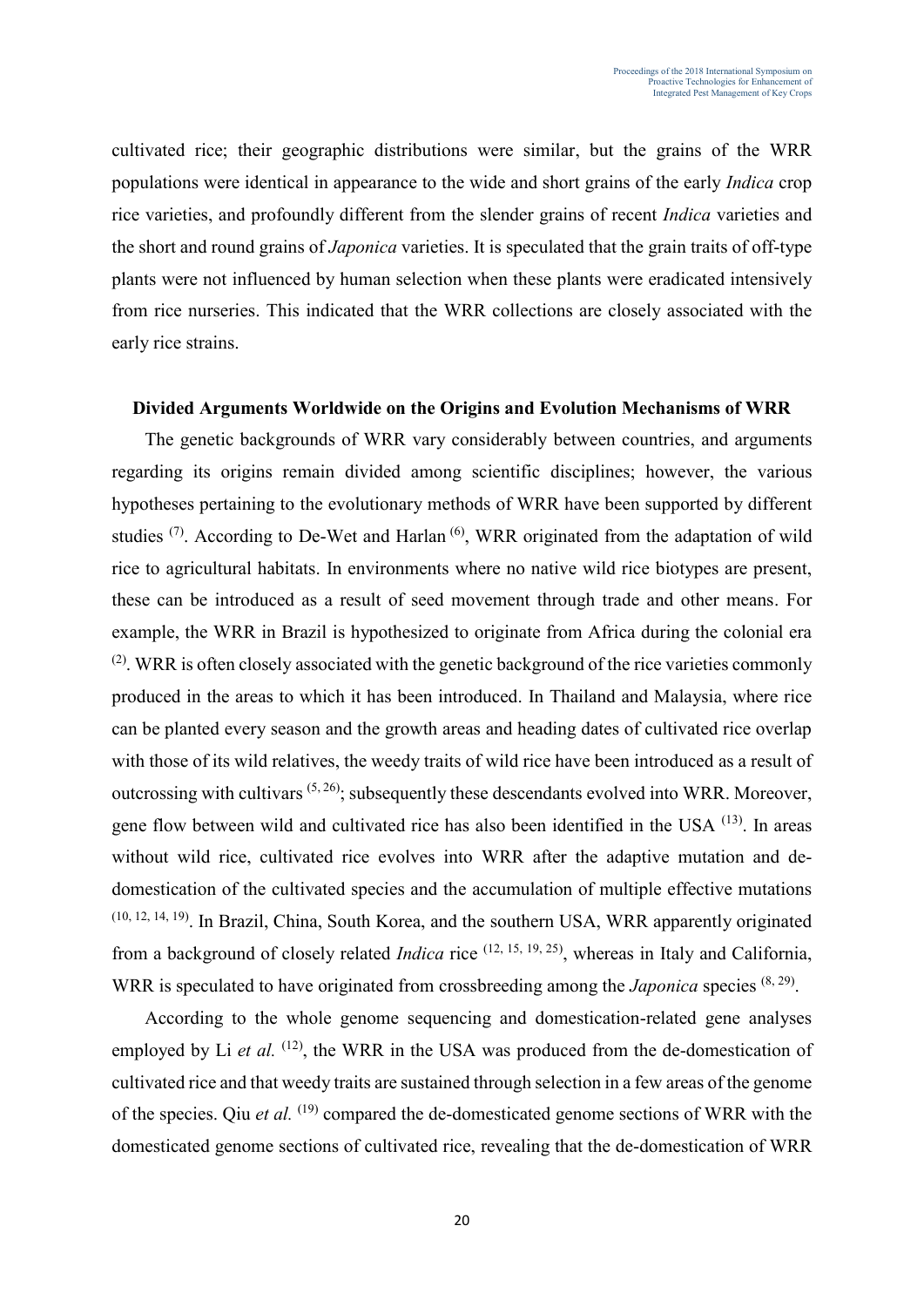cultivated rice; their geographic distributions were similar, but the grains of the WRR populations were identical in appearance to the wide and short grains of the early *Indica* crop rice varieties, and profoundly different from the slender grains of recent *Indica* varieties and the short and round grains of *Japonica* varieties. It is speculated that the grain traits of off-type plants were not influenced by human selection when these plants were eradicated intensively from rice nurseries. This indicated that the WRR collections are closely associated with the early rice strains.

### Divided Arguments Worldwide on the Origins and Evolution Mechanisms of WRR

The genetic backgrounds of WRR vary considerably between countries, and arguments regarding its origins remain divided among scientific disciplines; however, the various hypotheses pertaining to the evolutionary methods of WRR have been supported by different studies [7]. According to De-Wet and Harlan [6], WRR originated from the adaptation of wild rice to agricultural habitats. In environments where no native wild rice biotypes are present, these can be introduced as a result of seed movement through trade and other means. For example, the WRR in Brazil is hypothesized to originate from Africa during the colonial era [2]. WRR is often closely associated with the genetic background of the rice varieties commonly produced in the areas to which it has been introduced. In Thailand and Malaysia, where rice can be planted every season and the growth areas and heading dates of cultivated rice overlap with those of its wild relatives, the weedy traits of wild rice have been introduced as a result of outcrossing with cultivars [5, 26]; subsequently these descendants evolved into WRR. Moreover, gene flow between wild and cultivated rice has also been identified in the USA [13]. In areas without wild rice, cultivated rice evolves into WRR after the adaptive mutation and de-domestication of the cultivated species and the accumulation of multiple effective mutations [10, 12, 14, 19]. In Brazil, China, South Korea, and the southern USA, WRR apparently originated from a background of closely related *Indica* rice [12, 15, 19, 25], whereas in Italy and California, WRR is speculated to have originated from crossbreeding among the *Japonica* species [8, 29].

According to the whole genome sequencing and domestication-related gene analyses employed by Li *et al.* [12], the WRR in the USA was produced from the de-domestication of cultivated rice and that weedy traits are sustained through selection in a few areas of the genome of the species. Qiu *et al.* [19] compared the de-domesticated genome sections of WRR with the domesticated genome sections of cultivated rice, revealing that the de-domestication of WRR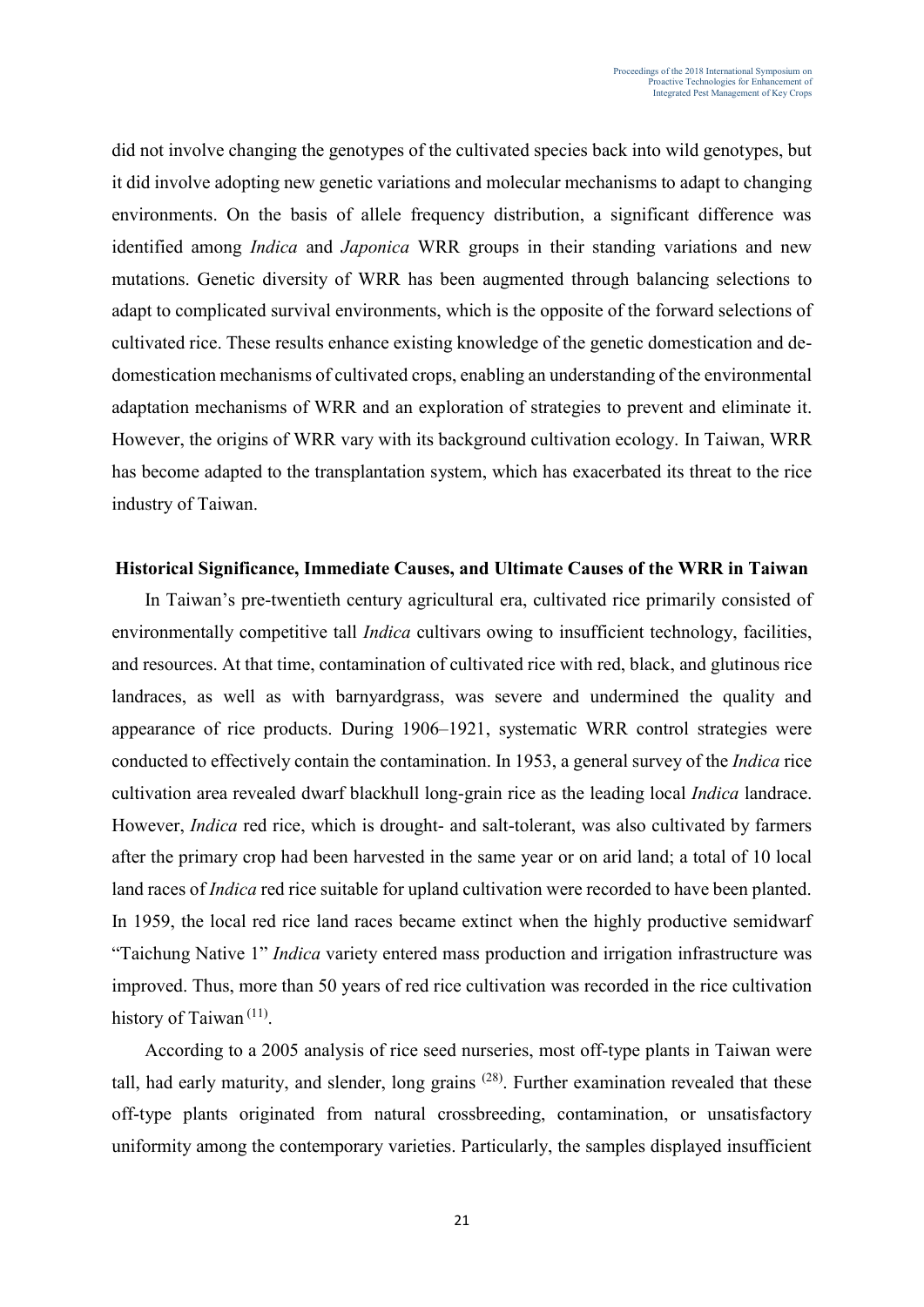did not involve changing the genotypes of the cultivated species back into wild genotypes, but it did involve adopting new genetic variations and molecular mechanisms to adapt to changing environments. On the basis of allele frequency distribution, a significant difference was identified among *Indica* and *Japonica* WRR groups in their standing variations and new mutations. Genetic diversity of WRR has been augmented through balancing selections to adapt to complicated survival environments, which is the opposite of the forward selections of cultivated rice. These results enhance existing knowledge of the genetic domestication and de-domestication mechanisms of cultivated crops, enabling an understanding of the environmental adaptation mechanisms of WRR and an exploration of strategies to prevent and eliminate it. However, the origins of WRR vary with its background cultivation ecology. In Taiwan, WRR has become adapted to the transplantation system, which has exacerbated its threat to the rice industry of Taiwan.

## Historical Significance, Immediate Causes, and Ultimate Causes of the WRR in Taiwan

In Taiwan's pre-twentieth century agricultural era, cultivated rice primarily consisted of environmentally competitive tall *Indica* cultivars owing to insufficient technology, facilities, and resources. At that time, contamination of cultivated rice with red, black, and glutinous rice landraces, as well as with barnyardgrass, was severe and undermined the quality and appearance of rice products. During 1906–1921, systematic WRR control strategies were conducted to effectively contain the contamination. In 1953, a general survey of the *Indica* rice cultivation area revealed dwarf blackhull long-grain rice as the leading local *Indica* landrace. However, *Indica* red rice, which is drought- and salt-tolerant, was also cultivated by farmers after the primary crop had been harvested in the same year or on arid land; a total of 10 local land races of *Indica* red rice suitable for upland cultivation were recorded to have been planted. In 1959, the local red rice land races became extinct when the highly productive semidwarf "Taichung Native 1" *Indica* variety entered mass production and irrigation infrastructure was improved. Thus, more than 50 years of red rice cultivation was recorded in the rice cultivation history of Taiwan [11].

According to a 2005 analysis of rice seed nurseries, most off-type plants in Taiwan were tall, had early maturity, and slender, long grains [28]. Further examination revealed that these off-type plants originated from natural crossbreeding, contamination, or unsatisfactory uniformity among the contemporary varieties. Particularly, the samples displayed insufficient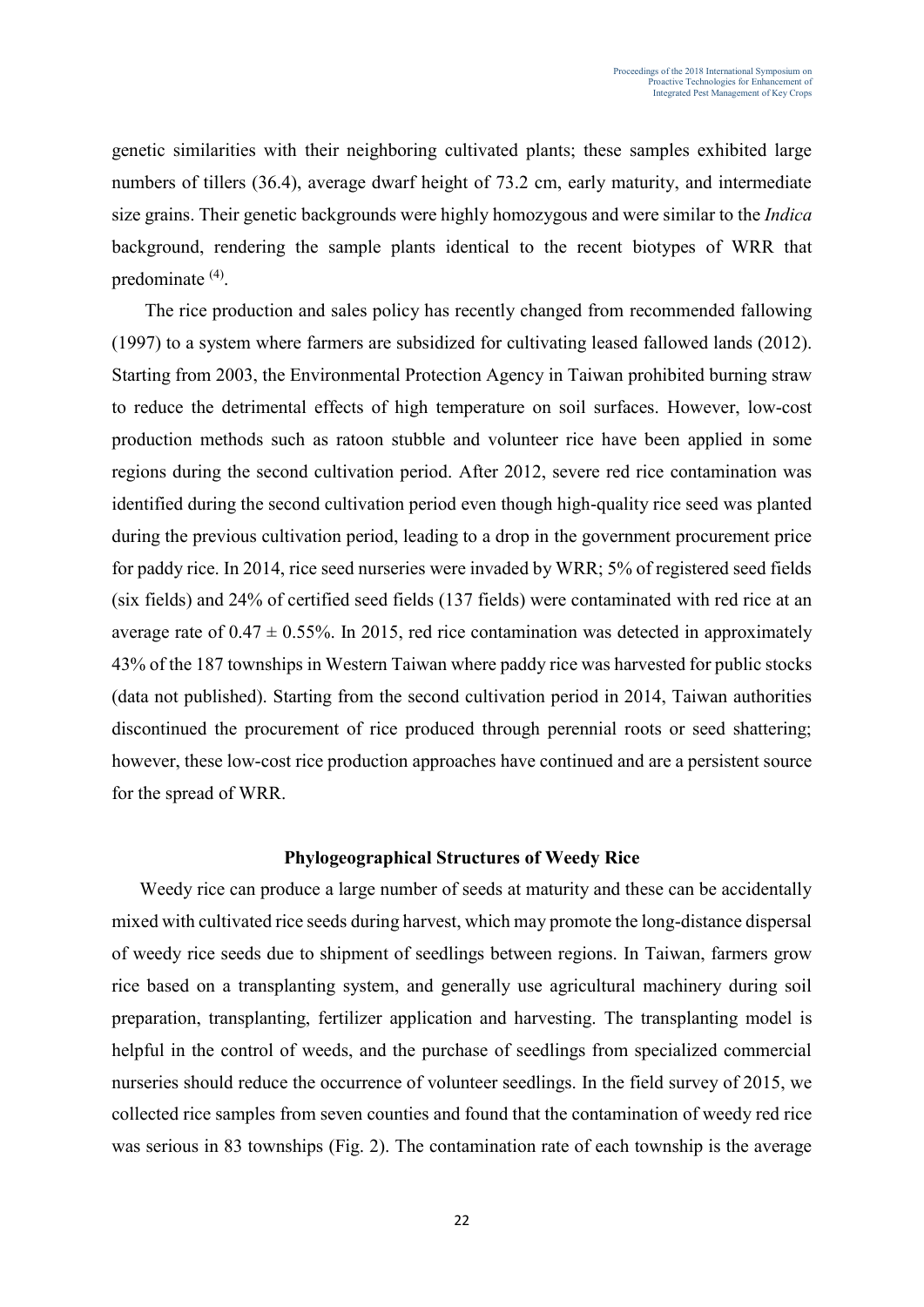genetic similarities with their neighboring cultivated plants; these samples exhibited large numbers of tillers (36.4), average dwarf height of 73.2 cm, early maturity, and intermediate size grains. Their genetic backgrounds were highly homozygous and were similar to the *Indica* background, rendering the sample plants identical to the recent biotypes of WRR that predominate [(4)].

The rice production and sales policy has recently changed from recommended fallowing (1997) to a system where farmers are subsidized for cultivating leased fallowed lands (2012). Starting from 2003, the Environmental Protection Agency in Taiwan prohibited burning straw to reduce the detrimental effects of high temperature on soil surfaces. However, low-cost production methods such as ratoon stubble and volunteer rice have been applied in some regions during the second cultivation period. After 2012, severe red rice contamination was identified during the second cultivation period even though high-quality rice seed was planted during the previous cultivation period, leading to a drop in the government procurement price for paddy rice. In 2014, rice seed nurseries were invaded by WRR; 5% of registered seed fields (six fields) and 24% of certified seed fields (137 fields) were contaminated with red rice at an average rate of $0.47 \pm 0.55\%$. In 2015, red rice contamination was detected in approximately 43% of the 187 townships in Western Taiwan where paddy rice was harvested for public stocks (data not published). Starting from the second cultivation period in 2014, Taiwan authorities discontinued the procurement of rice produced through perennial roots or seed shattering; however, these low-cost rice production approaches have continued and are a persistent source for the spread of WRR.

## Phylogeographical Structures of Weedy Rice

Weedy rice can produce a large number of seeds at maturity and these can be accidentally mixed with cultivated rice seeds during harvest, which may promote the long-distance dispersal of weedy rice seeds due to shipment of seedlings between regions. In Taiwan, farmers grow rice based on a transplanting system, and generally use agricultural machinery during soil preparation, transplanting, fertilizer application and harvesting. The transplanting model is helpful in the control of weeds, and the purchase of seedlings from specialized commercial nurseries should reduce the occurrence of volunteer seedlings. In the field survey of 2015, we collected rice samples from seven counties and found that the contamination of weedy red rice was serious in 83 townships (Fig. 2). The contamination rate of each township is the average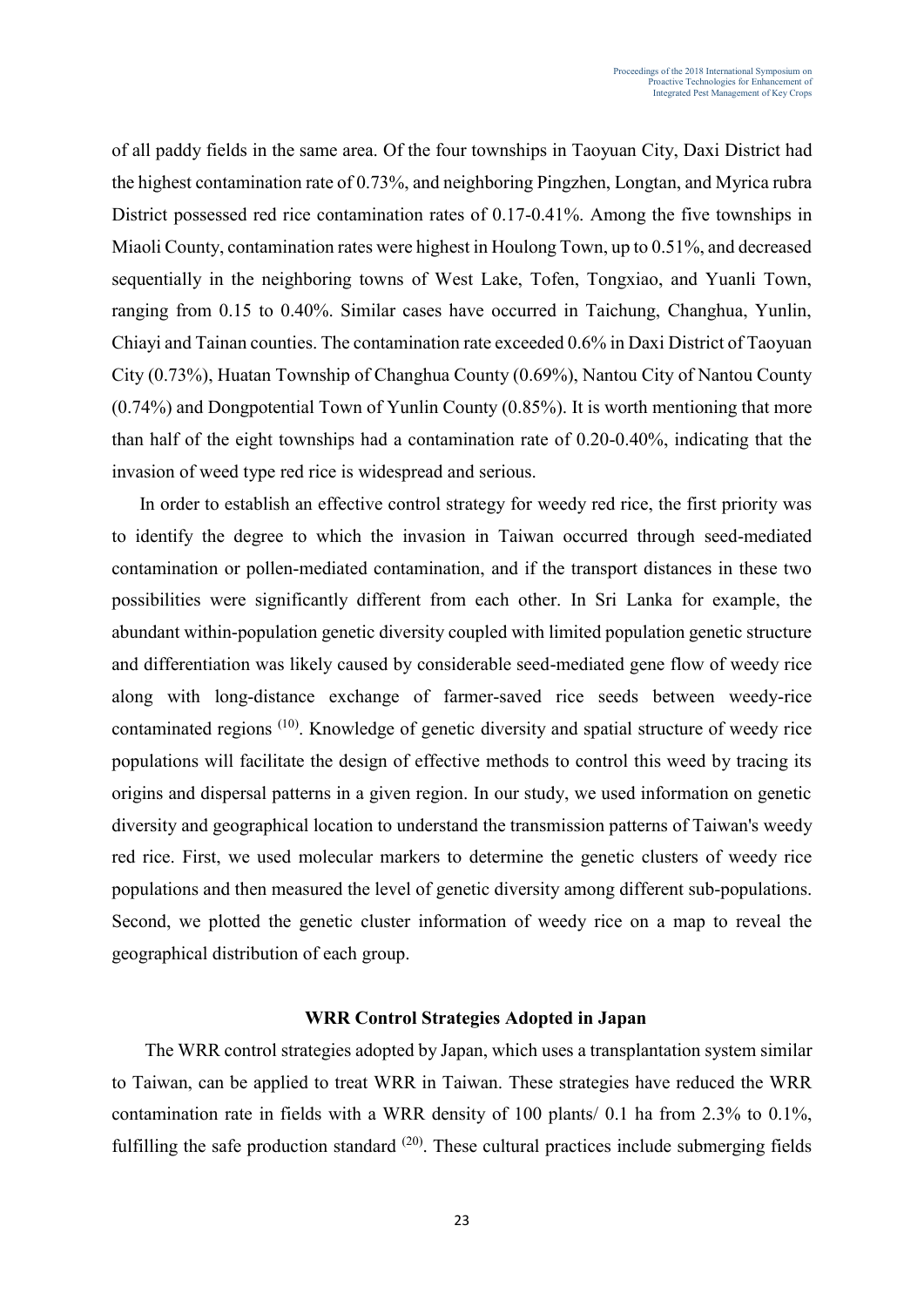of all paddy fields in the same area. Of the four townships in Taoyuan City, Daxi District had the highest contamination rate of 0.73%, and neighboring Pingzhen, Longtan, and Myrica rubra District possessed red rice contamination rates of 0.17-0.41%. Among the five townships in Miaoli County, contamination rates were highest in Houlong Town, up to 0.51%, and decreased sequentially in the neighboring towns of West Lake, Tofen, Tongxiao, and Yuanli Town, ranging from 0.15 to 0.40%. Similar cases have occurred in Taichung, Changhua, Yunlin, Chiayi and Tainan counties. The contamination rate exceeded 0.6% in Daxi District of Taoyuan City (0.73%), Huatan Township of Changhua County (0.69%), Nantou City of Nantou County (0.74%) and Dongpotential Town of Yunlin County (0.85%). It is worth mentioning that more than half of the eight townships had a contamination rate of 0.20-0.40%, indicating that the invasion of weed type red rice is widespread and serious.

In order to establish an effective control strategy for weedy red rice, the first priority was to identify the degree to which the invasion in Taiwan occurred through seed-mediated contamination or pollen-mediated contamination, and if the transport distances in these two possibilities were significantly different from each other. In Sri Lanka for example, the abundant within-population genetic diversity coupled with limited population genetic structure and differentiation was likely caused by considerable seed-mediated gene flow of weedy rice along with long-distance exchange of farmer-saved rice seeds between weedy-rice contaminated regions [10]. Knowledge of genetic diversity and spatial structure of weedy rice populations will facilitate the design of effective methods to control this weed by tracing its origins and dispersal patterns in a given region. In our study, we used information on genetic diversity and geographical location to understand the transmission patterns of Taiwan's weedy red rice. First, we used molecular markers to determine the genetic clusters of weedy rice populations and then measured the level of genetic diversity among different sub-populations. Second, we plotted the genetic cluster information of weedy rice on a map to reveal the geographical distribution of each group.

## WRR Control Strategies Adopted in Japan

The WRR control strategies adopted by Japan, which uses a transplantation system similar to Taiwan, can be applied to treat WRR in Taiwan. These strategies have reduced the WRR contamination rate in fields with a WRR density of 100 plants/ 0.1 ha from 2.3% to 0.1%, fulfilling the safe production standard [20]. These cultural practices include submerging fields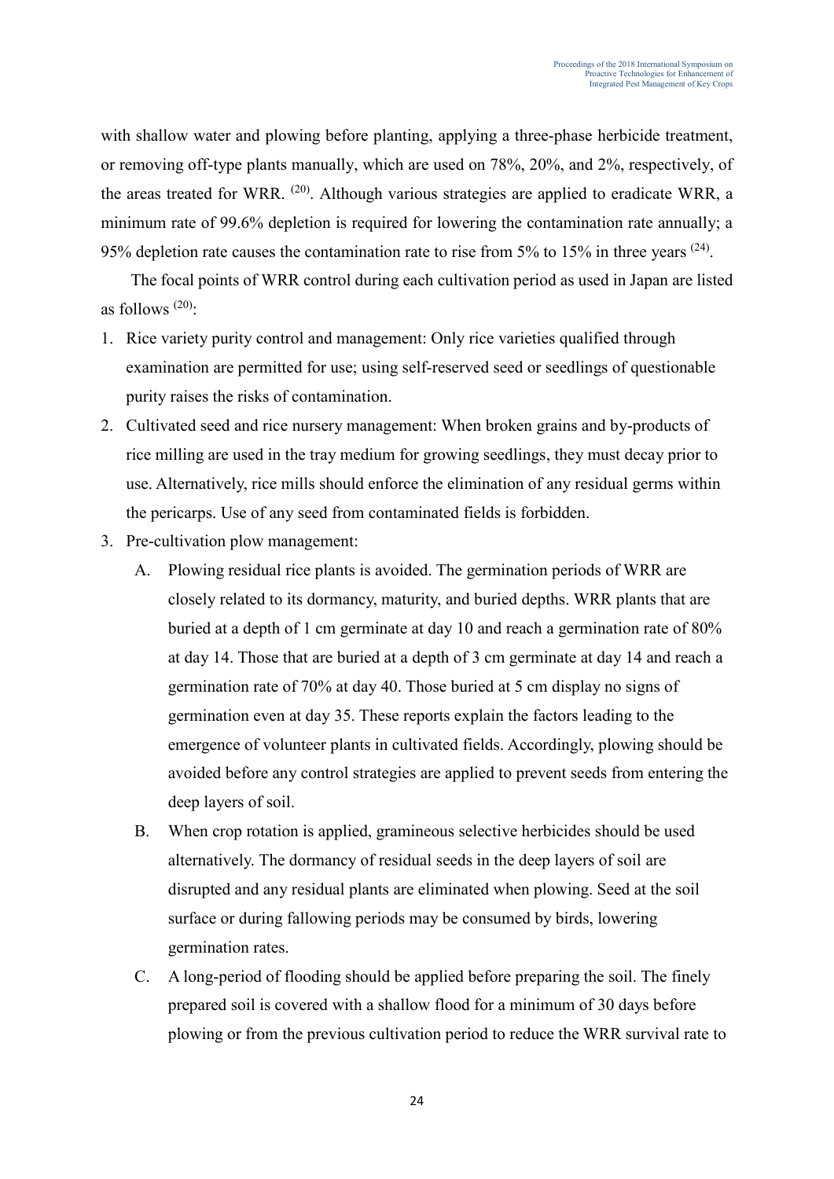with shallow water and plowing before planting, applying a three-phase herbicide treatment, or removing off-type plants manually, which are used on 78%, 20%, and 2%, respectively, of the areas treated for WRR. [20]. Although various strategies are applied to eradicate WRR, a minimum rate of 99.6% depletion is required for lowering the contamination rate annually; a 95% depletion rate causes the contamination rate to rise from 5% to 15% in three years [24].

The focal points of WRR control during each cultivation period as used in Japan are listed as follows [20]:

1. Rice variety purity control and management: Only rice varieties qualified through examination are permitted for use; using self-reserved seed or seedlings of questionable purity raises the risks of contamination.
2. Cultivated seed and rice nursery management: When broken grains and by-products of rice milling are used in the tray medium for growing seedlings, they must decay prior to use. Alternatively, rice mills should enforce the elimination of any residual germs within the pericarps. Use of any seed from contaminated fields is forbidden.
3. Pre-cultivation plow management:
   A. Plowing residual rice plants is avoided. The germination periods of WRR are closely related to its dormancy, maturity, and buried depths. WRR plants that are buried at a depth of 1 cm germinate at day 10 and reach a germination rate of 80% at day 14. Those that are buried at a depth of 3 cm germinate at day 14 and reach a germination rate of 70% at day 40. Those buried at 5 cm display no signs of germination even at day 35. These reports explain the factors leading to the emergence of volunteer plants in cultivated fields. Accordingly, plowing should be avoided before any control strategies are applied to prevent seeds from entering the deep layers of soil.
   B. When crop rotation is applied, gramineous selective herbicides should be used alternatively. The dormancy of residual seeds in the deep layers of soil are disrupted and any residual plants are eliminated when plowing. Seed at the soil surface or during fallowing periods may be consumed by birds, lowering germination rates.
   C. A long-period of flooding should be applied before preparing the soil. The finely prepared soil is covered with a shallow flood for a minimum of 30 days before plowing or from the previous cultivation period to reduce the WRR survival rate to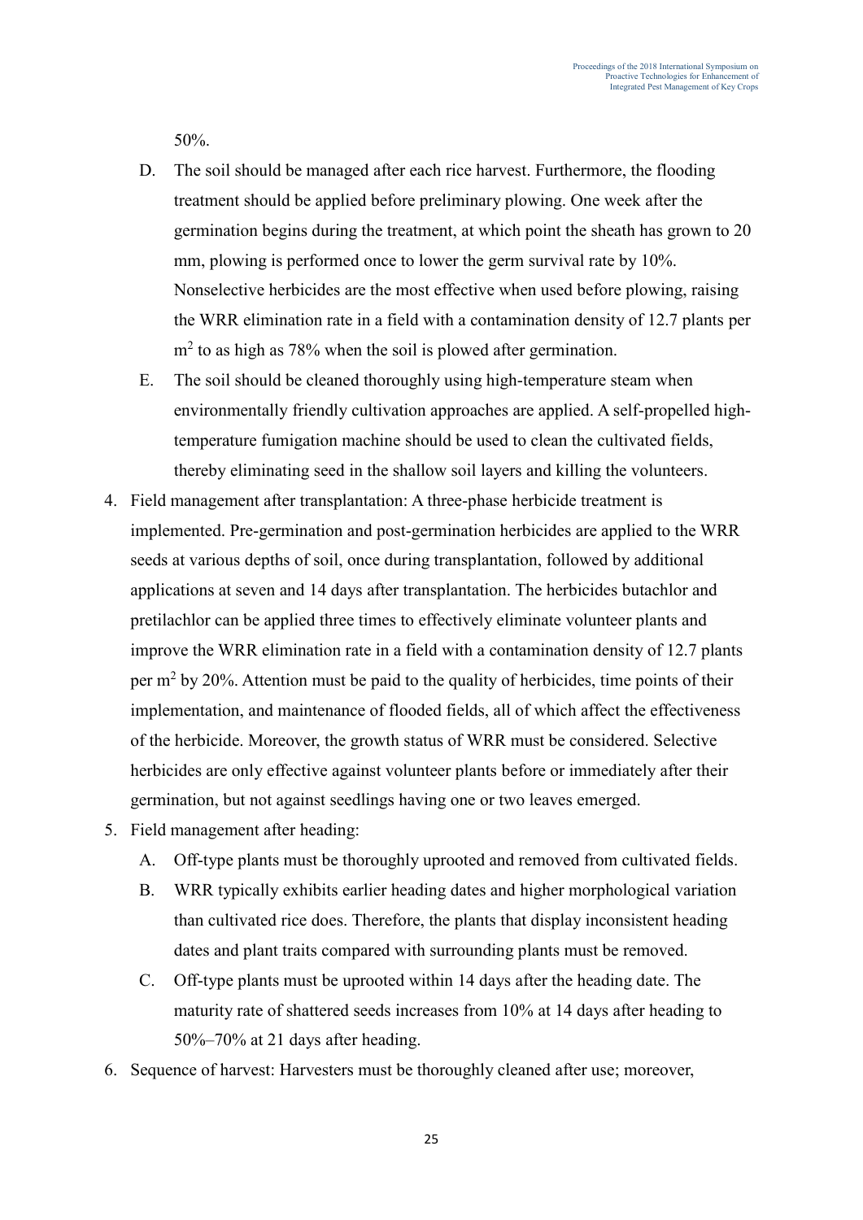50%.

   D. The soil should be managed after each rice harvest. Furthermore, the flooding treatment should be applied before preliminary plowing. One week after the germination begins during the treatment, at which point the sheath has grown to 20 mm, plowing is performed once to lower the germ survival rate by 10%. Nonselective herbicides are the most effective when used before plowing, raising the WRR elimination rate in a field with a contamination density of 12.7 plants per $m^2$ to as high as 78% when the soil is plowed after germination.
   E. The soil should be cleaned thoroughly using high-temperature steam when environmentally friendly cultivation approaches are applied. A self-propelled high-temperature fumigation machine should be used to clean the cultivated fields, thereby eliminating seed in the shallow soil layers and killing the volunteers.

4. Field management after transplantation: A three-phase herbicide treatment is implemented. Pre-germination and post-germination herbicides are applied to the WRR seeds at various depths of soil, once during transplantation, followed by additional applications at seven and 14 days after transplantation. The herbicides butachlor and pretilachlor can be applied three times to effectively eliminate volunteer plants and improve the WRR elimination rate in a field with a contamination density of 12.7 plants per $m^2$ by 20%. Attention must be paid to the quality of herbicides, time points of their implementation, and maintenance of flooded fields, all of which affect the effectiveness of the herbicide. Moreover, the growth status of WRR must be considered. Selective herbicides are only effective against volunteer plants before or immediately after their germination, but not against seedlings having one or two leaves emerged.
5. Field management after heading:
   A. Off-type plants must be thoroughly uprooted and removed from cultivated fields.
   B. WRR typically exhibits earlier heading dates and higher morphological variation than cultivated rice does. Therefore, the plants that display inconsistent heading dates and plant traits compared with surrounding plants must be removed.
   C. Off-type plants must be uprooted within 14 days after the heading date. The maturity rate of shattered seeds increases from 10% at 14 days after heading to 50%–70% at 21 days after heading.
6. Sequence of harvest: Harvesters must be thoroughly cleaned after use; moreover,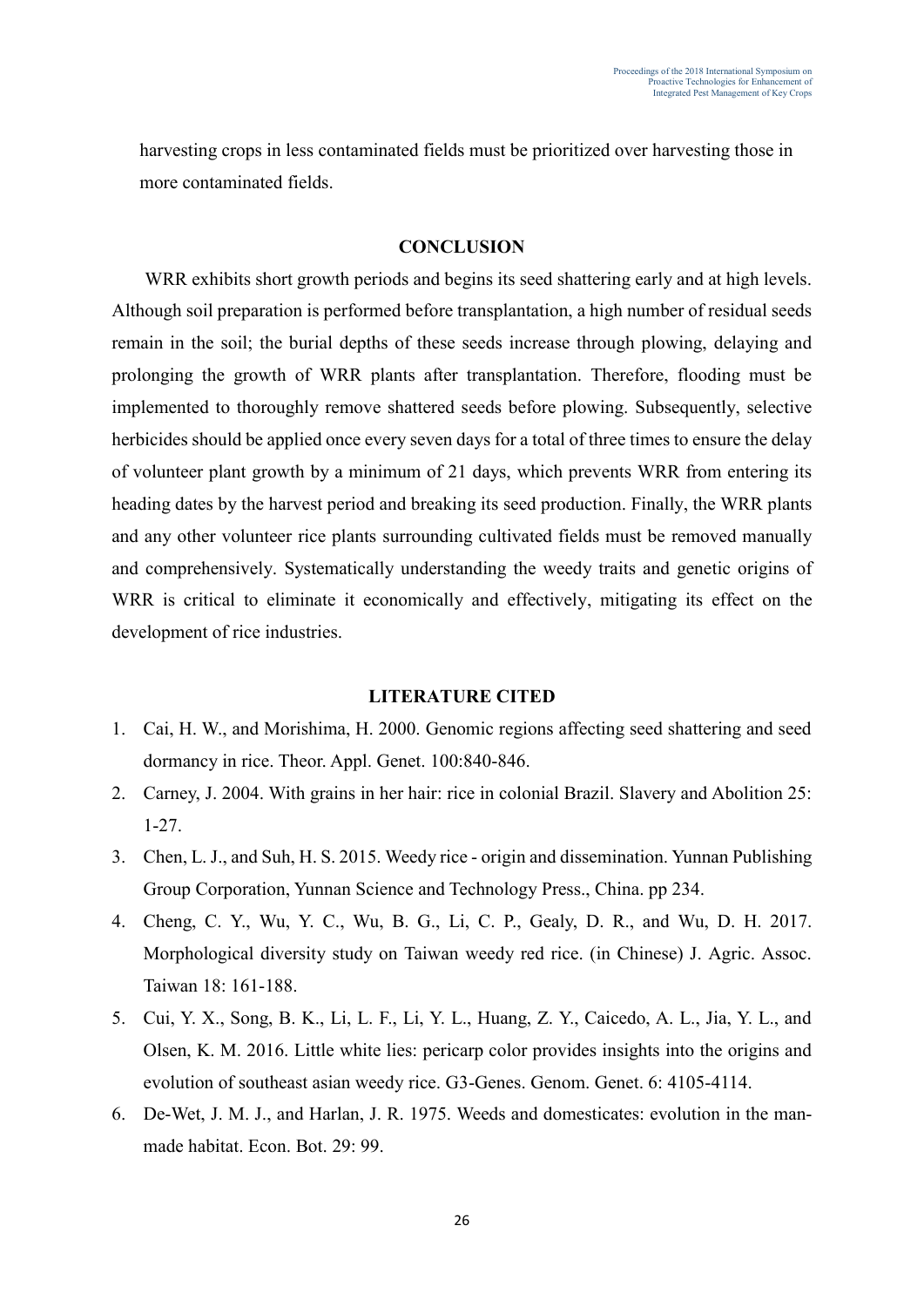harvesting crops in less contaminated fields must be prioritized over harvesting those in more contaminated fields.

## CONCLUSION

WRR exhibits short growth periods and begins its seed shattering early and at high levels. Although soil preparation is performed before transplantation, a high number of residual seeds remain in the soil; the burial depths of these seeds increase through plowing, delaying and prolonging the growth of WRR plants after transplantation. Therefore, flooding must be implemented to thoroughly remove shattered seeds before plowing. Subsequently, selective herbicides should be applied once every seven days for a total of three times to ensure the delay of volunteer plant growth by a minimum of 21 days, which prevents WRR from entering its heading dates by the harvest period and breaking its seed production. Finally, the WRR plants and any other volunteer rice plants surrounding cultivated fields must be removed manually and comprehensively. Systematically understanding the weedy traits and genetic origins of WRR is critical to eliminate it economically and effectively, mitigating its effect on the development of rice industries.

## LITERATURE CITED

1. Cai, H. W., and Morishima, H. 2000. Genomic regions affecting seed shattering and seed dormancy in rice. Theor. Appl. Genet. 100:840-846.
2. Carney, J. 2004. With grains in her hair: rice in colonial Brazil. Slavery and Abolition 25: 1-27.
3. Chen, L. J., and Suh, H. S. 2015. Weedy rice - origin and dissemination. Yunnan Publishing Group Corporation, Yunnan Science and Technology Press., China. pp 234.
4. Cheng, C. Y., Wu, Y. C., Wu, B. G., Li, C. P., Gealy, D. R., and Wu, D. H. 2017. Morphological diversity study on Taiwan weedy red rice. (in Chinese) J. Agric. Assoc. Taiwan 18: 161-188.
5. Cui, Y. X., Song, B. K., Li, L. F., Li, Y. L., Huang, Z. Y., Caicedo, A. L., Jia, Y. L., and Olsen, K. M. 2016. Little white lies: pericarp color provides insights into the origins and evolution of southeast asian weedy rice. G3-Genes. Genom. Genet. 6: 4105-4114.
6. De-Wet, J. M. J., and Harlan, J. R. 1975. Weeds and domesticates: evolution in the man-made habitat. Econ. Bot. 29: 99.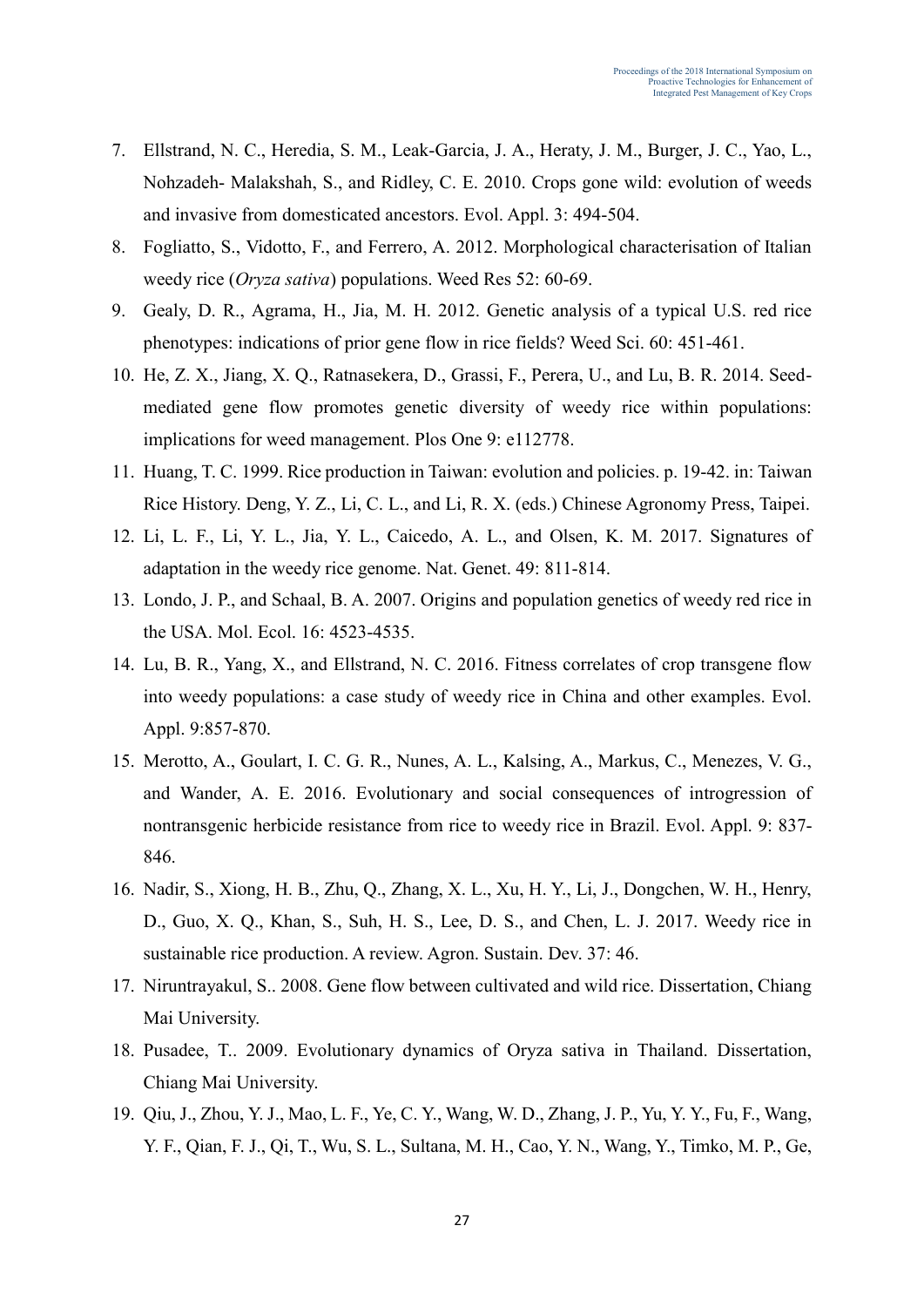7. Ellstrand, N. C., Heredia, S. M., Leak-Garcia, J. A., Heraty, J. M., Burger, J. C., Yao, L., Nohzadeh- Malakshah, S., and Ridley, C. E. 2010. Crops gone wild: evolution of weeds and invasive from domesticated ancestors. Evol. Appl. 3: 494-504.
8. Fogliatto, S., Vidotto, F., and Ferrero, A. 2012. Morphological characterisation of Italian weedy rice (*Oryza sativa*) populations. Weed Res 52: 60-69.
9. Gealy, D. R., Agrama, H., Jia, M. H. 2012. Genetic analysis of a typical U.S. red rice phenotypes: indications of prior gene flow in rice fields? Weed Sci. 60: 451-461.
10. He, Z. X., Jiang, X. Q., Ratnasekera, D., Grassi, F., Perera, U., and Lu, B. R. 2014. Seed-mediated gene flow promotes genetic diversity of weedy rice within populations: implications for weed management. Plos One 9: e112778.
11. Huang, T. C. 1999. Rice production in Taiwan: evolution and policies. p. 19-42. in: Taiwan Rice History. Deng, Y. Z., Li, C. L., and Li, R. X. (eds.) Chinese Agronomy Press, Taipei.
12. Li, L. F., Li, Y. L., Jia, Y. L., Caicedo, A. L., and Olsen, K. M. 2017. Signatures of adaptation in the weedy rice genome. Nat. Genet. 49: 811-814.
13. Londo, J. P., and Schaal, B. A. 2007. Origins and population genetics of weedy red rice in the USA. Mol. Ecol. 16: 4523-4535.
14. Lu, B. R., Yang, X., and Ellstrand, N. C. 2016. Fitness correlates of crop transgene flow into weedy populations: a case study of weedy rice in China and other examples. Evol. Appl. 9:857-870.
15. Merotto, A., Goulart, I. C. G. R., Nunes, A. L., Kalsing, A., Markus, C., Menezes, V. G., and Wander, A. E. 2016. Evolutionary and social consequences of introgression of nontransgenic herbicide resistance from rice to weedy rice in Brazil. Evol. Appl. 9: 837-846.
16. Nadir, S., Xiong, H. B., Zhu, Q., Zhang, X. L., Xu, H. Y., Li, J., Dongchen, W. H., Henry, D., Guo, X. Q., Khan, S., Suh, H. S., Lee, D. S., and Chen, L. J. 2017. Weedy rice in sustainable rice production. A review. Agron. Sustain. Dev. 37: 46.
17. Niruntrayakul, S.. 2008. Gene flow between cultivated and wild rice. Dissertation, Chiang Mai University.
18. Pusadee, T.. 2009. Evolutionary dynamics of Oryza sativa in Thailand. Dissertation, Chiang Mai University.
19. Qiu, J., Zhou, Y. J., Mao, L. F., Ye, C. Y., Wang, W. D., Zhang, J. P., Yu, Y. Y., Fu, F., Wang, Y. F., Qian, F. J., Qi, T., Wu, S. L., Sultana, M. H., Cao, Y. N., Wang, Y., Timko, M. P., Ge,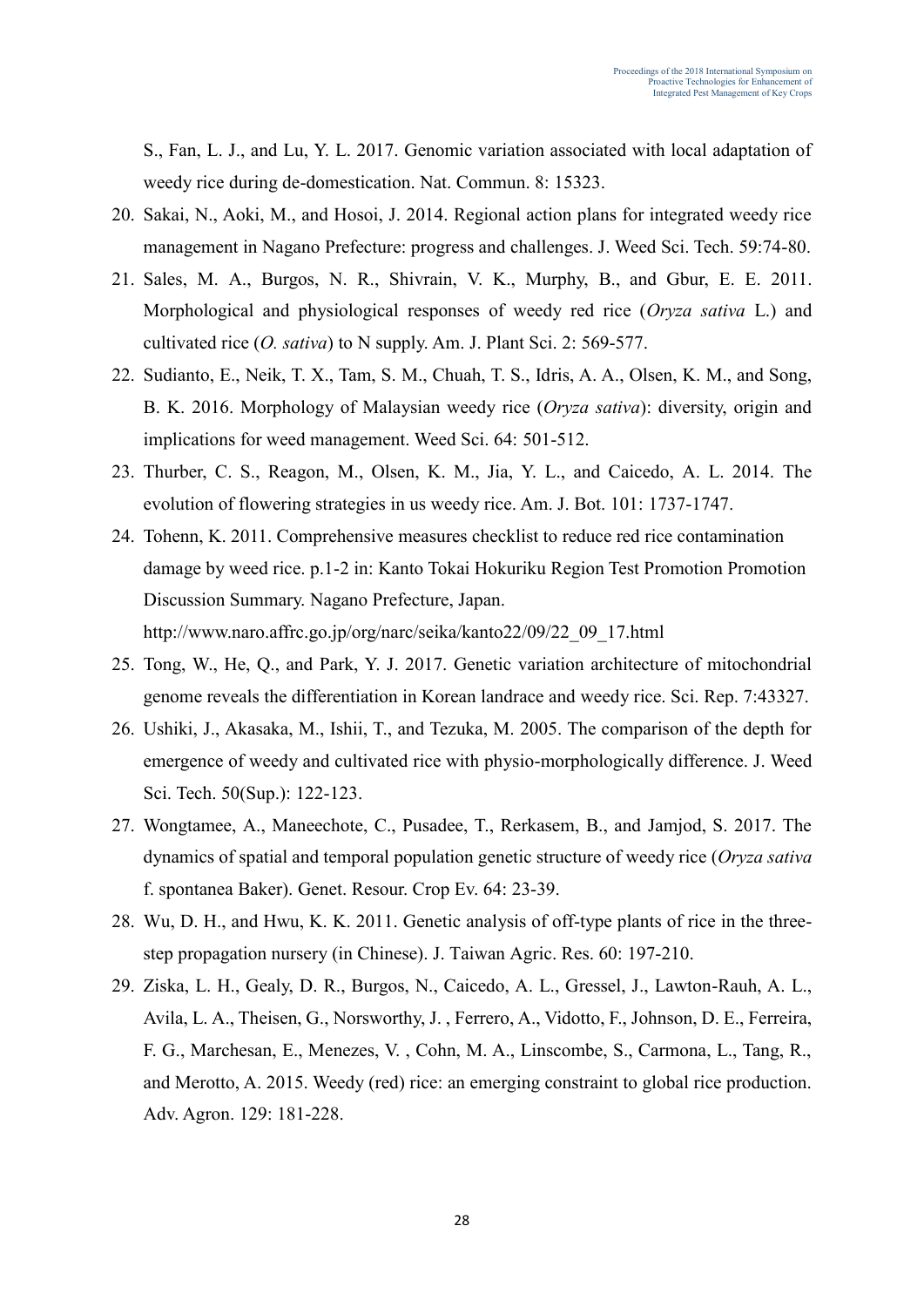S., Fan, L. J., and Lu, Y. L. 2017. Genomic variation associated with local adaptation of weedy rice during de-domestication. Nat. Commun. 8: 15323.

20. Sakai, N., Aoki, M., and Hosoi, J. 2014. Regional action plans for integrated weedy rice management in Nagano Prefecture: progress and challenges. J. Weed Sci. Tech. 59:74-80.
21. Sales, M. A., Burgos, N. R., Shivrain, V. K., Murphy, B., and Gbur, E. E. 2011. Morphological and physiological responses of weedy red rice (*Oryza sativa* L.) and cultivated rice (*O. sativa*) to N supply. Am. J. Plant Sci. 2: 569-577.
22. Sudianto, E., Neik, T. X., Tam, S. M., Chuah, T. S., Idris, A. A., Olsen, K. M., and Song, B. K. 2016. Morphology of Malaysian weedy rice (*Oryza sativa*): diversity, origin and implications for weed management. Weed Sci. 64: 501-512.
23. Thurber, C. S., Reagon, M., Olsen, K. M., Jia, Y. L., and Caicedo, A. L. 2014. The evolution of flowering strategies in us weedy rice. Am. J. Bot. 101: 1737-1747.
24. Tohenn, K. 2011. Comprehensive measures checklist to reduce red rice contamination damage by weed rice. p.1-2 in: Kanto Tokai Hokuriku Region Test Promotion Promotion Discussion Summary. Nagano Prefecture, Japan. http://www.naro.affrc.go.jp/org/narc/seika/kanto22/09/22_09_17.html
25. Tong, W., He, Q., and Park, Y. J. 2017. Genetic variation architecture of mitochondrial genome reveals the differentiation in Korean landrace and weedy rice. Sci. Rep. 7:43327.
26. Ushiki, J., Akasaka, M., Ishii, T., and Tezuka, M. 2005. The comparison of the depth for emergence of weedy and cultivated rice with physio-morphologically difference. J. Weed Sci. Tech. 50(Sup.): 122-123.
27. Wongtamee, A., Maneechote, C., Pusadee, T., Rerkasem, B., and Jamjod, S. 2017. The dynamics of spatial and temporal population genetic structure of weedy rice (*Oryza sativa* f. spontanea Baker). Genet. Resour. Crop Ev. 64: 23-39.
28. Wu, D. H., and Hwu, K. K. 2011. Genetic analysis of off-type plants of rice in the three-step propagation nursery (in Chinese). J. Taiwan Agric. Res. 60: 197-210.
29. Ziska, L. H., Gealy, D. R., Burgos, N., Caicedo, A. L., Gressel, J., Lawton-Rauh, A. L., Avila, L. A., Theisen, G., Norsworthy, J. , Ferrero, A., Vidotto, F., Johnson, D. E., Ferreira, F. G., Marchesan, E., Menezes, V. , Cohn, M. A., Linscombe, S., Carmona, L., Tang, R., and Merotto, A. 2015. Weedy (red) rice: an emerging constraint to global rice production. Adv. Agron. 129: 181-228.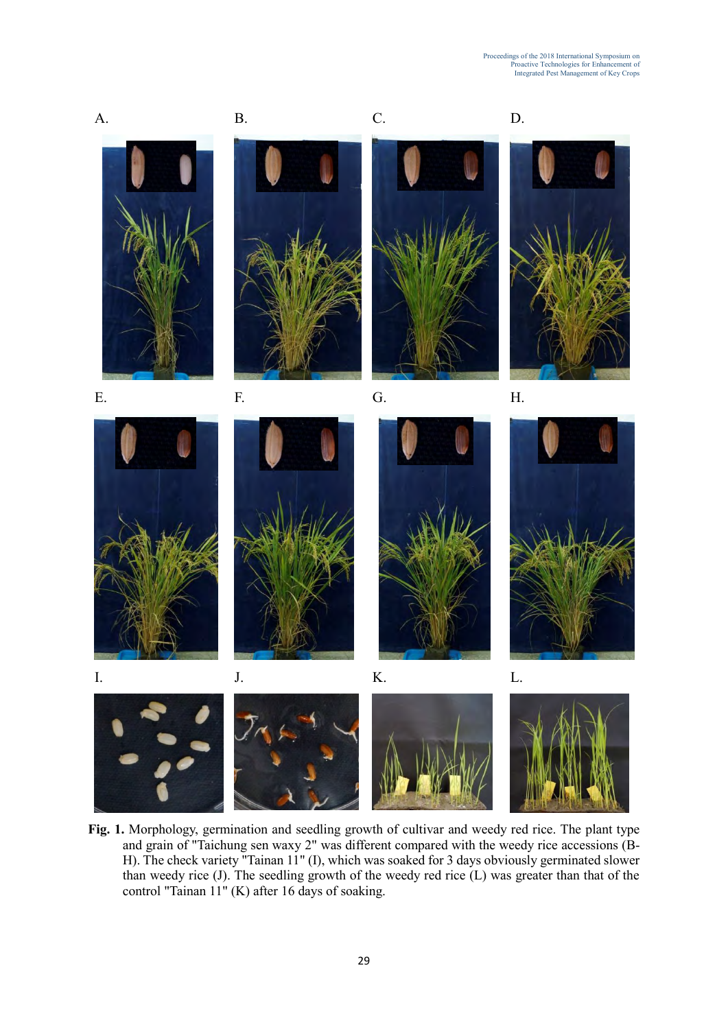A. B. C. D.

E. F. G. H.

I. J. K. L.

**Fig. 1.** Morphology, germination and seedling growth of cultivar and weedy red rice. The plant type and grain of "Taichung sen waxy 2" was different compared with the weedy rice accessions (B-H). The check variety "Tainan 11" (I), which was soaked for 3 days obviously germinated slower than weedy rice (J). The seedling growth of the weedy red rice (L) was greater than that of the control "Tainan 11" (K) after 16 days of soaking.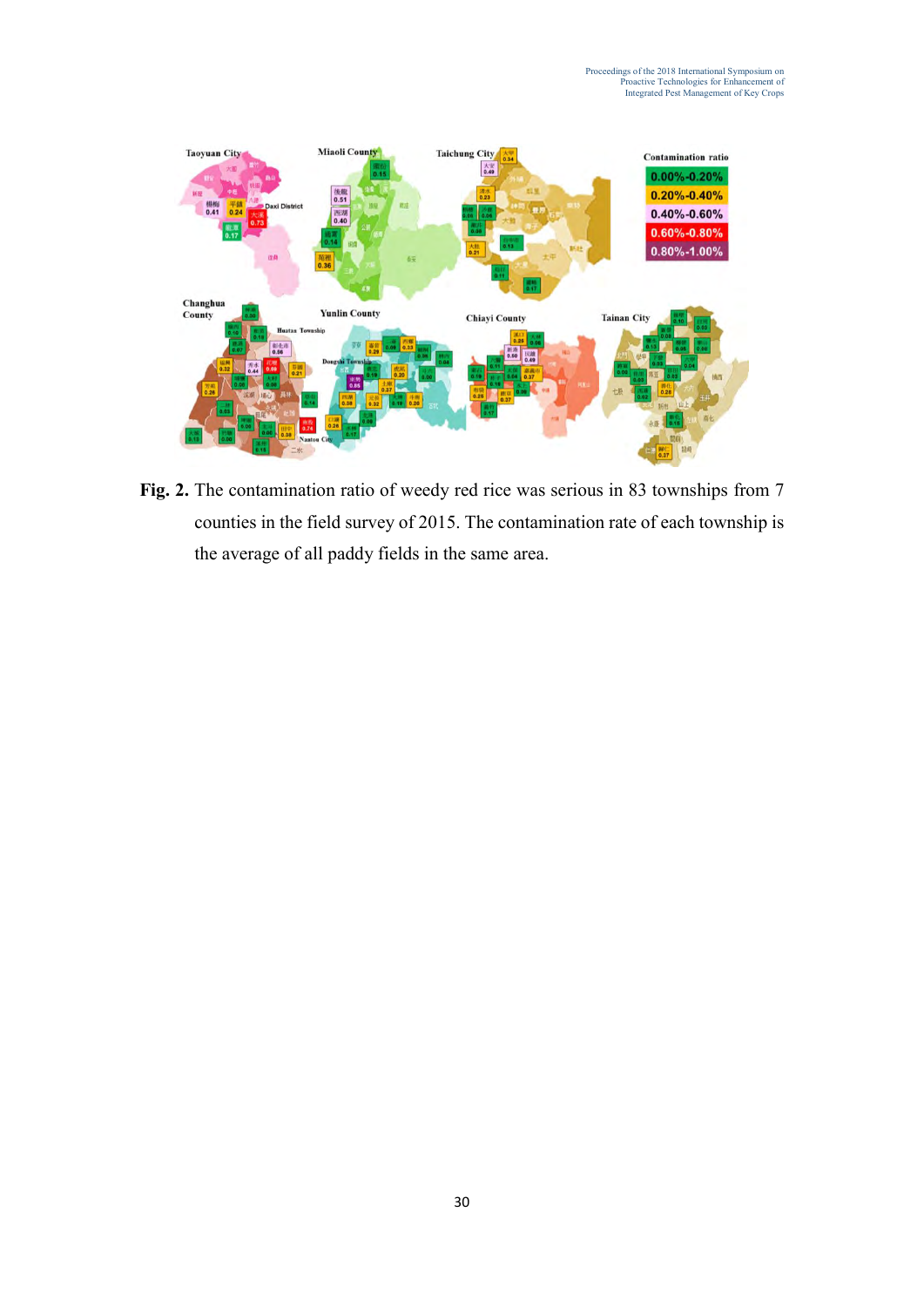Taoyuan City

Miaoli County

Taichung City

Contamination ratio

0.00%-0.20%

0.20%-0.40%

0.40%-0.60%

0.60%-0.80%

0.80%-1.00%

Daxi District

Changhua County

Huatan Township

Yunlin County

Dongshi Township

Chiayi County

Tainan City

Nantou City

**Fig. 2.** The contamination ratio of weedy red rice was serious in 83 townships from 7 counties in the field survey of 2015. The contamination rate of each township is the average of all paddy fields in the same area.